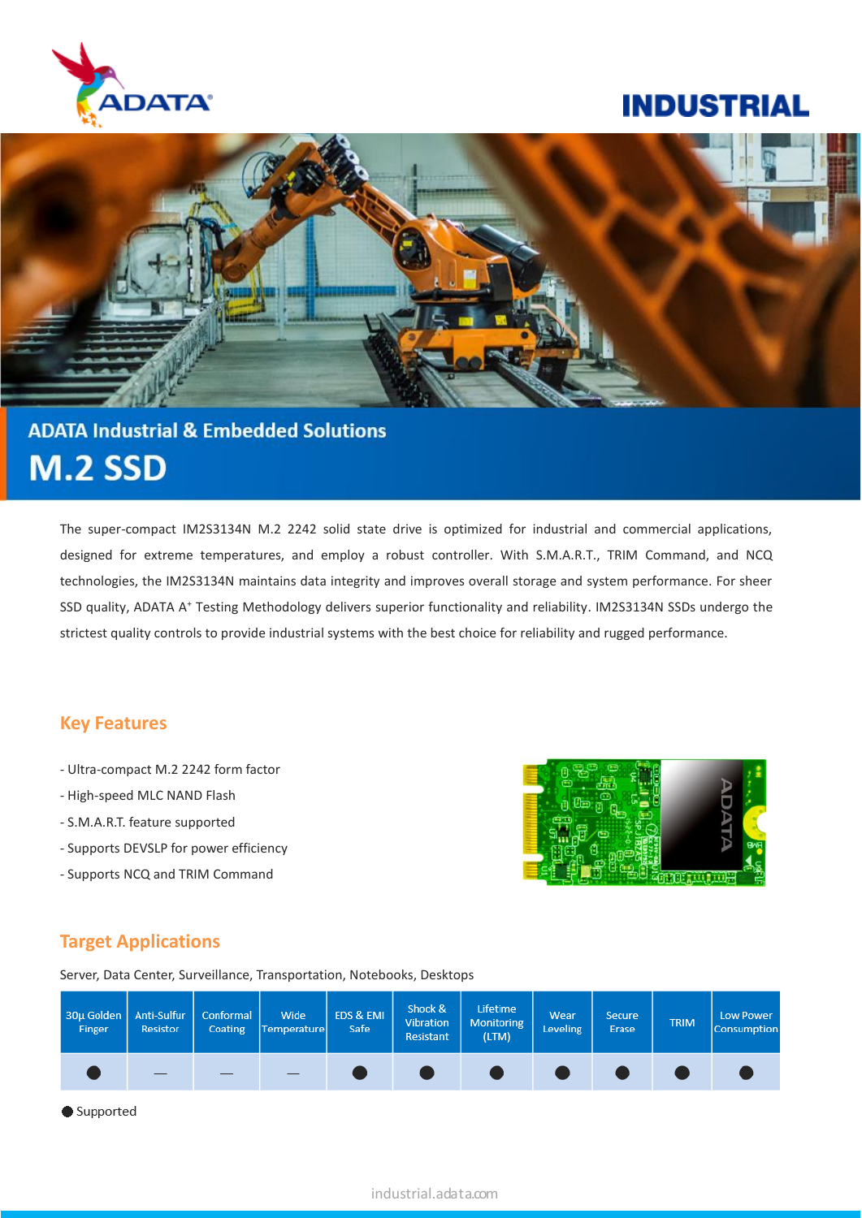ADATA

INDUSTRIAL

## ADATA Industrial & Embedded Solutions

# M.2 SSD

The super-compact IM2S3134N M.2 2242 solid state drive is optimized for industrial and commercial applications, designed for extreme temperatures, and employ a robust controller. With S.M.A.R.T., TRIM Command, and NCQ technologies, the IM2S3134N maintains data integrity and improves overall storage and system performance. For sheer SSD quality, ADATA A+ Testing Methodology delivers superior functionality and reliability. IM2S3134N SSDs undergo the strictest quality controls to provide industrial systems with the best choice for reliability and rugged performance.

## Key Features

- Ultra-compact M.2 2242 form factor
- High-speed MLC NAND Flash
- S.M.A.R.T. feature supported
- Supports DEVSLP for power efficiency
- Supports NCQ and TRIM Command

## Target Applications

Server, Data Center, Surveillance, Transportation, Notebooks, Desktops

| 30μ Golden Finger | Anti-Sulfur Resistor | Conformal Coating | Wide Temperature | EDS & EMI Safe | Shock & Vibration Resistant | Lifetime Monitoring (LTM) | Wear Leveling | Secure Erase | TRIM | Low Power Consumption |
|---|---|---|---|---|---|---|---|---|---|---|
| ● | — | — | — | ● | ● | ● | ● | ● | ● | ● |

● Supported

industrial.adata.com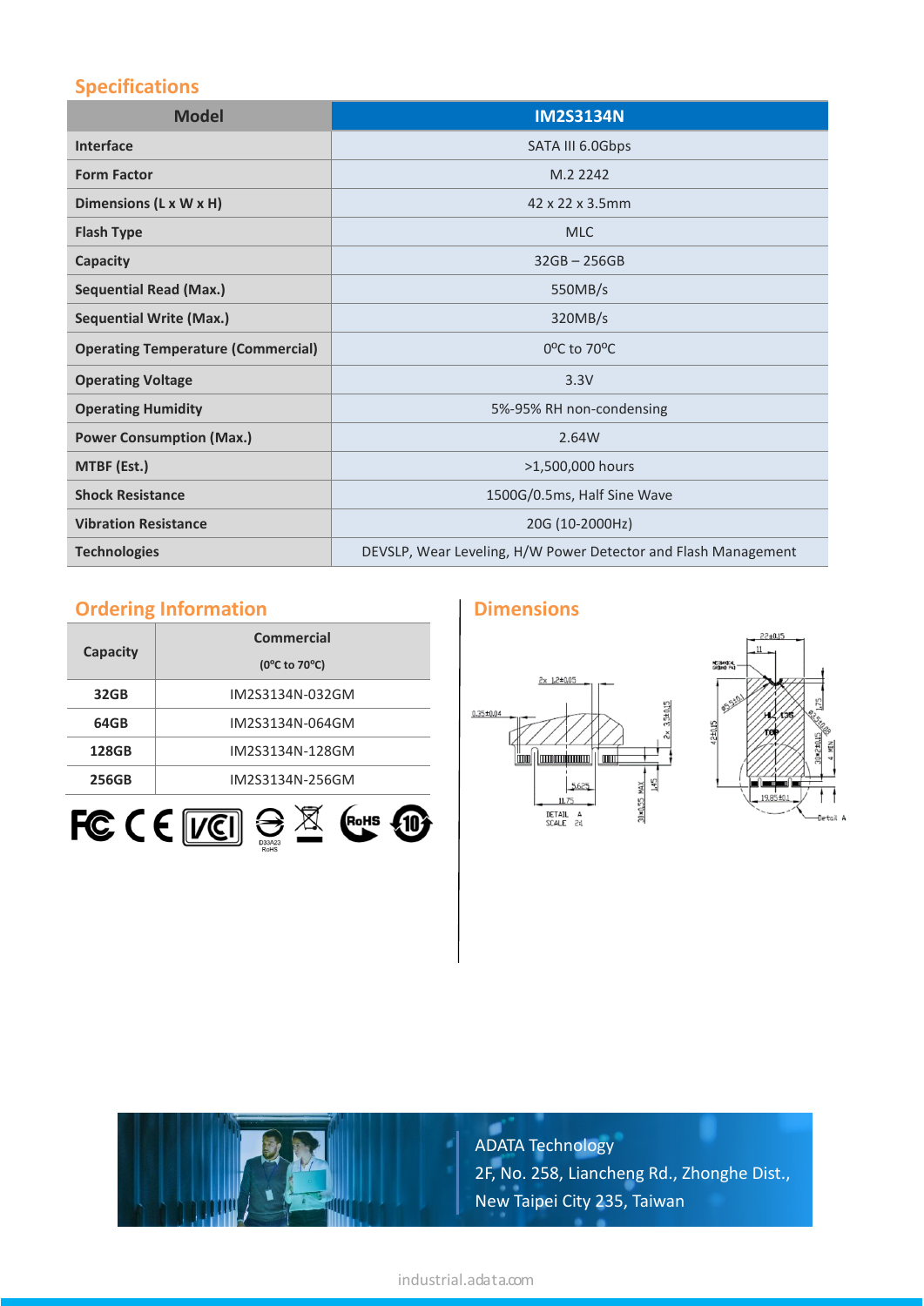## Specifications

| Model | IM2S3134N |
|---|---|
| Interface | SATA III 6.0Gbps |
| Form Factor | M.2 2242 |
| Dimensions (L x W x H) | 42 x 22 x 3.5mm |
| Flash Type | MLC |
| Capacity | 32GB – 256GB |
| Sequential Read (Max.) | 550MB/s |
| Sequential Write (Max.) | 320MB/s |
| Operating Temperature (Commercial) | 0ºC to 70ºC |
| Operating Voltage | 3.3V |
| Operating Humidity | 5%-95% RH non-condensing |
| Power Consumption (Max.) | 2.64W |
| MTBF (Est.) | >1,500,000 hours |
| Shock Resistance | 1500G/0.5ms, Half Sine Wave |
| Vibration Resistance | 20G (10-2000Hz) |
| Technologies | DEVSLP, Wear Leveling, H/W Power Detector and Flash Management |

## Ordering Information

| Capacity | Commercial (0ºC to 70ºC) |
|---|---|
| 32GB | IM2S3134N-032GM |
| 64GB | IM2S3134N-064GM |
| 128GB | IM2S3134N-128GM |
| 256GB | IM2S3134N-256GM |

## Dimensions

2x 1.2±0.05
0.35±0.04
2x 3.5±0.15
5.625
11.75
1.45
3.0±0.55 MAX
DETAIL A
SCALE 2:1

22±0.15
11
42±0.15
Ø5.5±0.1
HL 135
TOP
1.75
Ø3.5±0.05
3.0±0.15
4 MIN
19.85±0.1
Detail A

ADATA Technology
2F, No. 258, Liancheng Rd., Zhonghe Dist.,
New Taipei City 235, Taiwan

industrial.adata.com